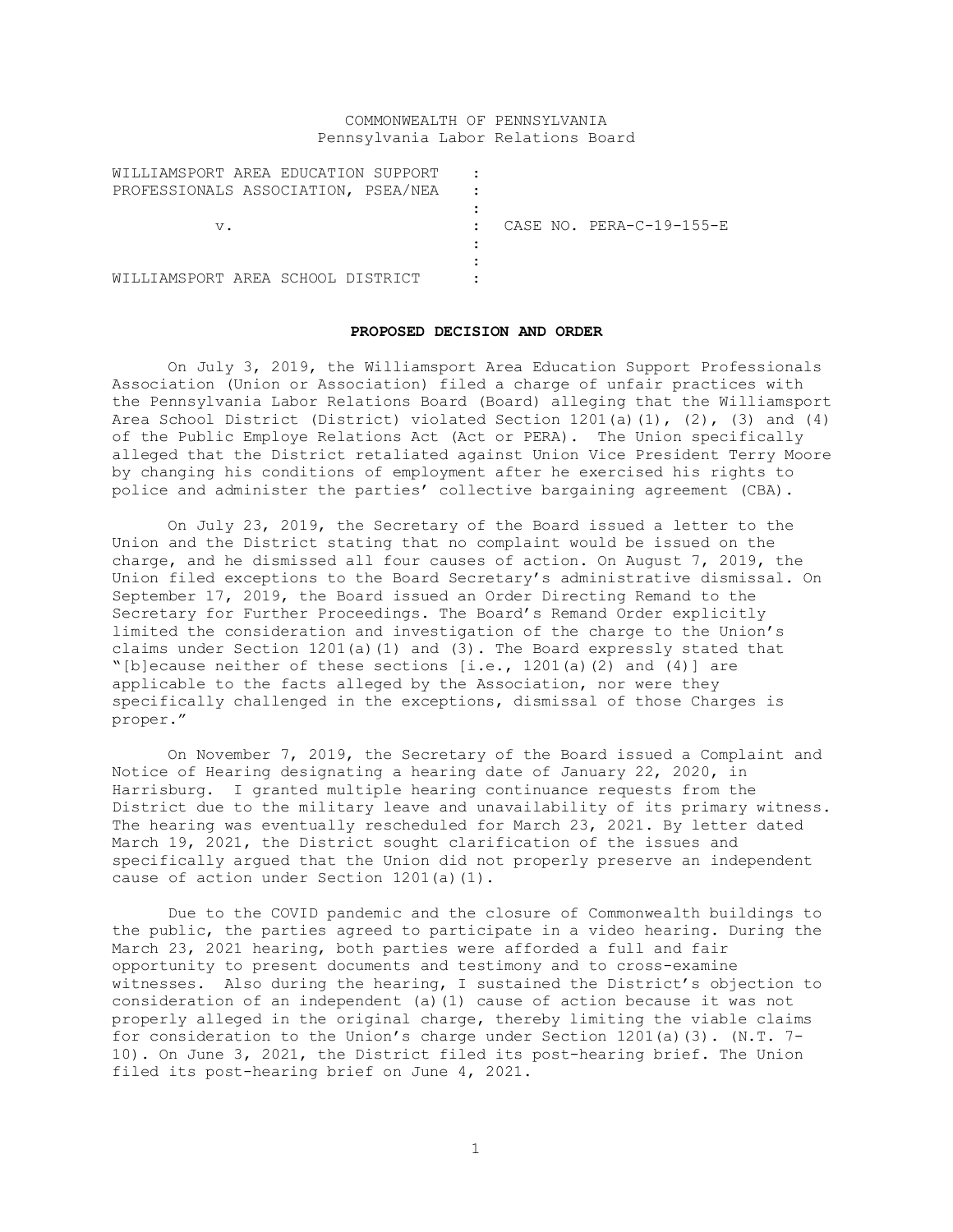COMMONWEALTH OF PENNSYLVANIA
Pennsylvania Labor Relations Board

| | | |
|---|---|---|
| WILLIAMSPORT AREA EDUCATION SUPPORT PROFESSIONALS ASSOCIATION, PSEA/NEA | : | |
| v. | : | CASE NO. PERA-C-19-155-E |
| WILLIAMSPORT AREA SCHOOL DISTRICT | : | |

**PROPOSED DECISION AND ORDER**

On July 3, 2019, the Williamsport Area Education Support Professionals Association (Union or Association) filed a charge of unfair practices with the Pennsylvania Labor Relations Board (Board) alleging that the Williamsport Area School District (District) violated Section 1201(a)(1), (2), (3) and (4) of the Public Employe Relations Act (Act or PERA). The Union specifically alleged that the District retaliated against Union Vice President Terry Moore by changing his conditions of employment after he exercised his rights to police and administer the parties' collective bargaining agreement (CBA).

On July 23, 2019, the Secretary of the Board issued a letter to the Union and the District stating that no complaint would be issued on the charge, and he dismissed all four causes of action. On August 7, 2019, the Union filed exceptions to the Board Secretary's administrative dismissal. On September 17, 2019, the Board issued an Order Directing Remand to the Secretary for Further Proceedings. The Board's Remand Order explicitly limited the consideration and investigation of the charge to the Union's claims under Section 1201(a)(1) and (3). The Board expressly stated that "[b]ecause neither of these sections [i.e., 1201(a)(2) and (4)] are applicable to the facts alleged by the Association, nor were they specifically challenged in the exceptions, dismissal of those Charges is proper."

On November 7, 2019, the Secretary of the Board issued a Complaint and Notice of Hearing designating a hearing date of January 22, 2020, in Harrisburg. I granted multiple hearing continuance requests from the District due to the military leave and unavailability of its primary witness. The hearing was eventually rescheduled for March 23, 2021. By letter dated March 19, 2021, the District sought clarification of the issues and specifically argued that the Union did not properly preserve an independent cause of action under Section 1201(a)(1).

Due to the COVID pandemic and the closure of Commonwealth buildings to the public, the parties agreed to participate in a video hearing. During the March 23, 2021 hearing, both parties were afforded a full and fair opportunity to present documents and testimony and to cross-examine witnesses. Also during the hearing, I sustained the District's objection to consideration of an independent (a)(1) cause of action because it was not properly alleged in the original charge, thereby limiting the viable claims for consideration to the Union's charge under Section 1201(a)(3). (N.T. 7-10). On June 3, 2021, the District filed its post-hearing brief. The Union filed its post-hearing brief on June 4, 2021.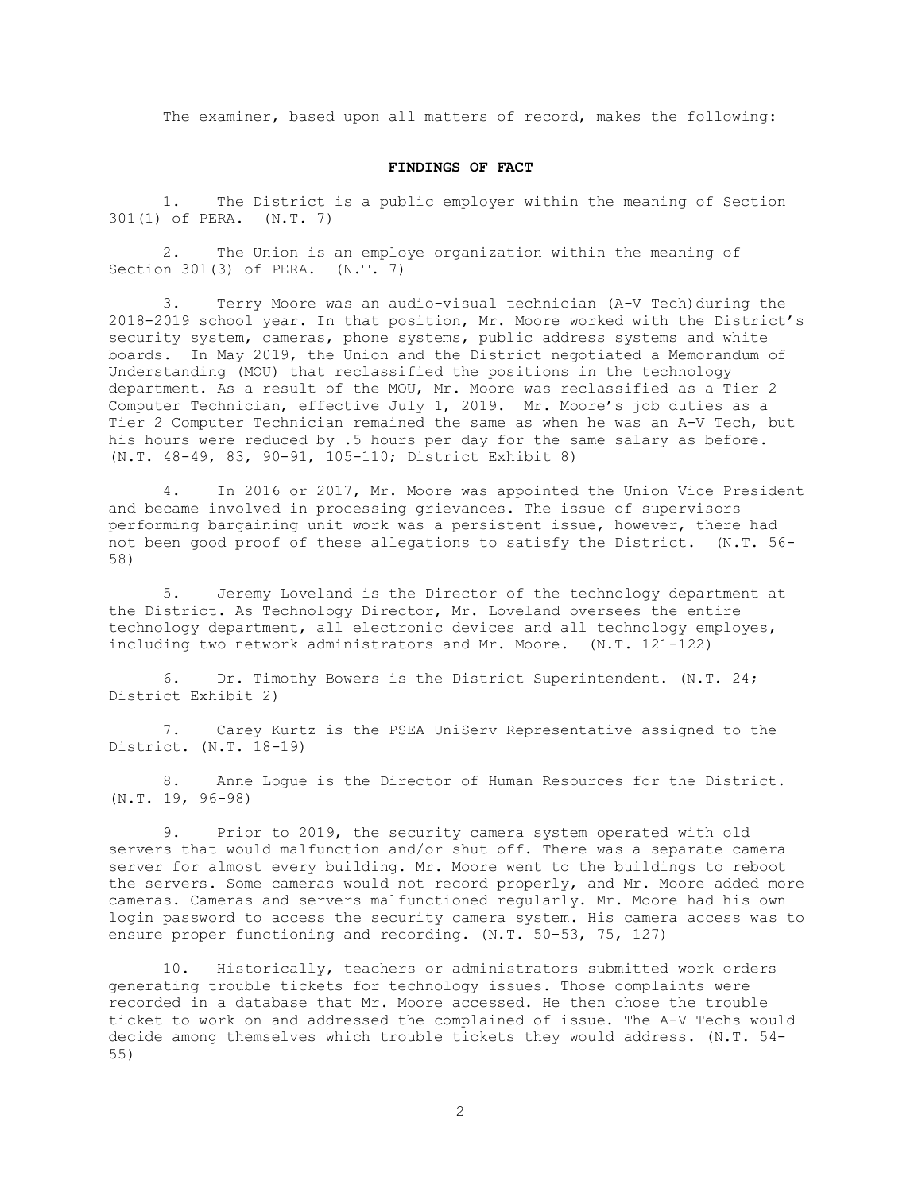The examiner, based upon all matters of record, makes the following:

## FINDINGS OF FACT

1. The District is a public employer within the meaning of Section 301(1) of PERA. (N.T. 7)

2. The Union is an employe organization within the meaning of Section 301(3) of PERA. (N.T. 7)

3. Terry Moore was an audio-visual technician (A-V Tech)during the 2018-2019 school year. In that position, Mr. Moore worked with the District's security system, cameras, phone systems, public address systems and white boards. In May 2019, the Union and the District negotiated a Memorandum of Understanding (MOU) that reclassified the positions in the technology department. As a result of the MOU, Mr. Moore was reclassified as a Tier 2 Computer Technician, effective July 1, 2019. Mr. Moore's job duties as a Tier 2 Computer Technician remained the same as when he was an A-V Tech, but his hours were reduced by .5 hours per day for the same salary as before. (N.T. 48-49, 83, 90-91, 105-110; District Exhibit 8)

4. In 2016 or 2017, Mr. Moore was appointed the Union Vice President and became involved in processing grievances. The issue of supervisors performing bargaining unit work was a persistent issue, however, there had not been good proof of these allegations to satisfy the District. (N.T. 56-58)

5. Jeremy Loveland is the Director of the technology department at the District. As Technology Director, Mr. Loveland oversees the entire technology department, all electronic devices and all technology employes, including two network administrators and Mr. Moore. (N.T. 121-122)

6. Dr. Timothy Bowers is the District Superintendent. (N.T. 24; District Exhibit 2)

7. Carey Kurtz is the PSEA UniServ Representative assigned to the District. (N.T. 18-19)

8. Anne Logue is the Director of Human Resources for the District. (N.T. 19, 96-98)

9. Prior to 2019, the security camera system operated with old servers that would malfunction and/or shut off. There was a separate camera server for almost every building. Mr. Moore went to the buildings to reboot the servers. Some cameras would not record properly, and Mr. Moore added more cameras. Cameras and servers malfunctioned regularly. Mr. Moore had his own login password to access the security camera system. His camera access was to ensure proper functioning and recording. (N.T. 50-53, 75, 127)

10. Historically, teachers or administrators submitted work orders generating trouble tickets for technology issues. Those complaints were recorded in a database that Mr. Moore accessed. He then chose the trouble ticket to work on and addressed the complained of issue. The A-V Techs would decide among themselves which trouble tickets they would address. (N.T. 54-55)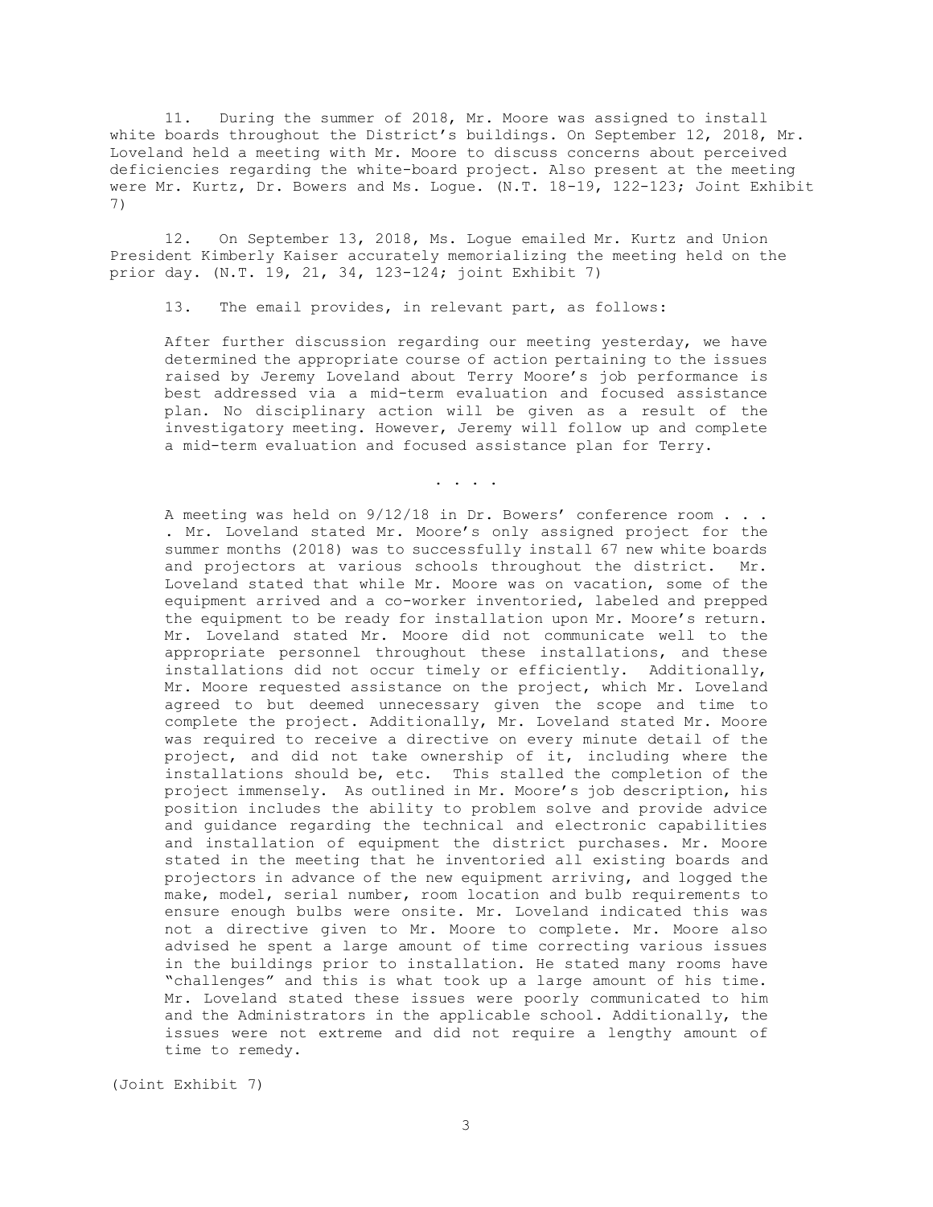11. During the summer of 2018, Mr. Moore was assigned to install white boards throughout the District's buildings. On September 12, 2018, Mr. Loveland held a meeting with Mr. Moore to discuss concerns about perceived deficiencies regarding the white-board project. Also present at the meeting were Mr. Kurtz, Dr. Bowers and Ms. Logue. (N.T. 18-19, 122-123; Joint Exhibit 7)

12. On September 13, 2018, Ms. Logue emailed Mr. Kurtz and Union President Kimberly Kaiser accurately memorializing the meeting held on the prior day. (N.T. 19, 21, 34, 123-124; joint Exhibit 7)

13. The email provides, in relevant part, as follows:

> After further discussion regarding our meeting yesterday, we have determined the appropriate course of action pertaining to the issues raised by Jeremy Loveland about Terry Moore's job performance is best addressed via a mid-term evaluation and focused assistance plan. No disciplinary action will be given as a result of the investigatory meeting. However, Jeremy will follow up and complete a mid-term evaluation and focused assistance plan for Terry.
>
> . . . .
>
> A meeting was held on 9/12/18 in Dr. Bowers' conference room . . . . Mr. Loveland stated Mr. Moore's only assigned project for the summer months (2018) was to successfully install 67 new white boards and projectors at various schools throughout the district. Mr. Loveland stated that while Mr. Moore was on vacation, some of the equipment arrived and a co-worker inventoried, labeled and prepped the equipment to be ready for installation upon Mr. Moore's return. Mr. Loveland stated Mr. Moore did not communicate well to the appropriate personnel throughout these installations, and these installations did not occur timely or efficiently. Additionally, Mr. Moore requested assistance on the project, which Mr. Loveland agreed to but deemed unnecessary given the scope and time to complete the project. Additionally, Mr. Loveland stated Mr. Moore was required to receive a directive on every minute detail of the project, and did not take ownership of it, including where the installations should be, etc. This stalled the completion of the project immensely. As outlined in Mr. Moore's job description, his position includes the ability to problem solve and provide advice and guidance regarding the technical and electronic capabilities and installation of equipment the district purchases. Mr. Moore stated in the meeting that he inventoried all existing boards and projectors in advance of the new equipment arriving, and logged the make, model, serial number, room location and bulb requirements to ensure enough bulbs were onsite. Mr. Loveland indicated this was not a directive given to Mr. Moore to complete. Mr. Moore also advised he spent a large amount of time correcting various issues in the buildings prior to installation. He stated many rooms have "challenges" and this is what took up a large amount of his time. Mr. Loveland stated these issues were poorly communicated to him and the Administrators in the applicable school. Additionally, the issues were not extreme and did not require a lengthy amount of time to remedy.

(Joint Exhibit 7)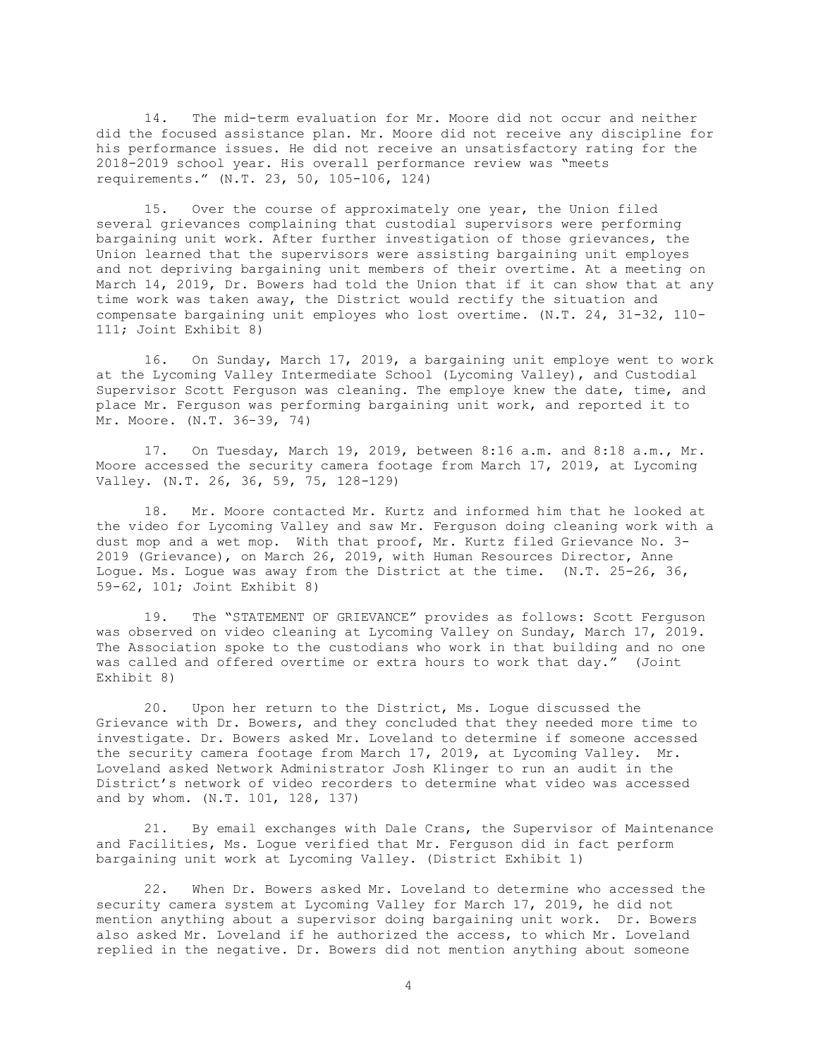14. The mid-term evaluation for Mr. Moore did not occur and neither did the focused assistance plan. Mr. Moore did not receive any discipline for his performance issues. He did not receive an unsatisfactory rating for the 2018-2019 school year. His overall performance review was "meets requirements." (N.T. 23, 50, 105-106, 124)

15. Over the course of approximately one year, the Union filed several grievances complaining that custodial supervisors were performing bargaining unit work. After further investigation of those grievances, the Union learned that the supervisors were assisting bargaining unit employes and not depriving bargaining unit members of their overtime. At a meeting on March 14, 2019, Dr. Bowers had told the Union that if it can show that at any time work was taken away, the District would rectify the situation and compensate bargaining unit employes who lost overtime. (N.T. 24, 31-32, 110-111; Joint Exhibit 8)

16. On Sunday, March 17, 2019, a bargaining unit employe went to work at the Lycoming Valley Intermediate School (Lycoming Valley), and Custodial Supervisor Scott Ferguson was cleaning. The employe knew the date, time, and place Mr. Ferguson was performing bargaining unit work, and reported it to Mr. Moore. (N.T. 36-39, 74)

17. On Tuesday, March 19, 2019, between 8:16 a.m. and 8:18 a.m., Mr. Moore accessed the security camera footage from March 17, 2019, at Lycoming Valley. (N.T. 26, 36, 59, 75, 128-129)

18. Mr. Moore contacted Mr. Kurtz and informed him that he looked at the video for Lycoming Valley and saw Mr. Ferguson doing cleaning work with a dust mop and a wet mop. With that proof, Mr. Kurtz filed Grievance No. 3-2019 (Grievance), on March 26, 2019, with Human Resources Director, Anne Logue. Ms. Logue was away from the District at the time. (N.T. 25-26, 36, 59-62, 101; Joint Exhibit 8)

19. The "STATEMENT OF GRIEVANCE" provides as follows: Scott Ferguson was observed on video cleaning at Lycoming Valley on Sunday, March 17, 2019. The Association spoke to the custodians who work in that building and no one was called and offered overtime or extra hours to work that day." (Joint Exhibit 8)

20. Upon her return to the District, Ms. Logue discussed the Grievance with Dr. Bowers, and they concluded that they needed more time to investigate. Dr. Bowers asked Mr. Loveland to determine if someone accessed the security camera footage from March 17, 2019, at Lycoming Valley. Mr. Loveland asked Network Administrator Josh Klinger to run an audit in the District's network of video recorders to determine what video was accessed and by whom. (N.T. 101, 128, 137)

21. By email exchanges with Dale Crans, the Supervisor of Maintenance and Facilities, Ms. Logue verified that Mr. Ferguson did in fact perform bargaining unit work at Lycoming Valley. (District Exhibit 1)

22. When Dr. Bowers asked Mr. Loveland to determine who accessed the security camera system at Lycoming Valley for March 17, 2019, he did not mention anything about a supervisor doing bargaining unit work. Dr. Bowers also asked Mr. Loveland if he authorized the access, to which Mr. Loveland replied in the negative. Dr. Bowers did not mention anything about someone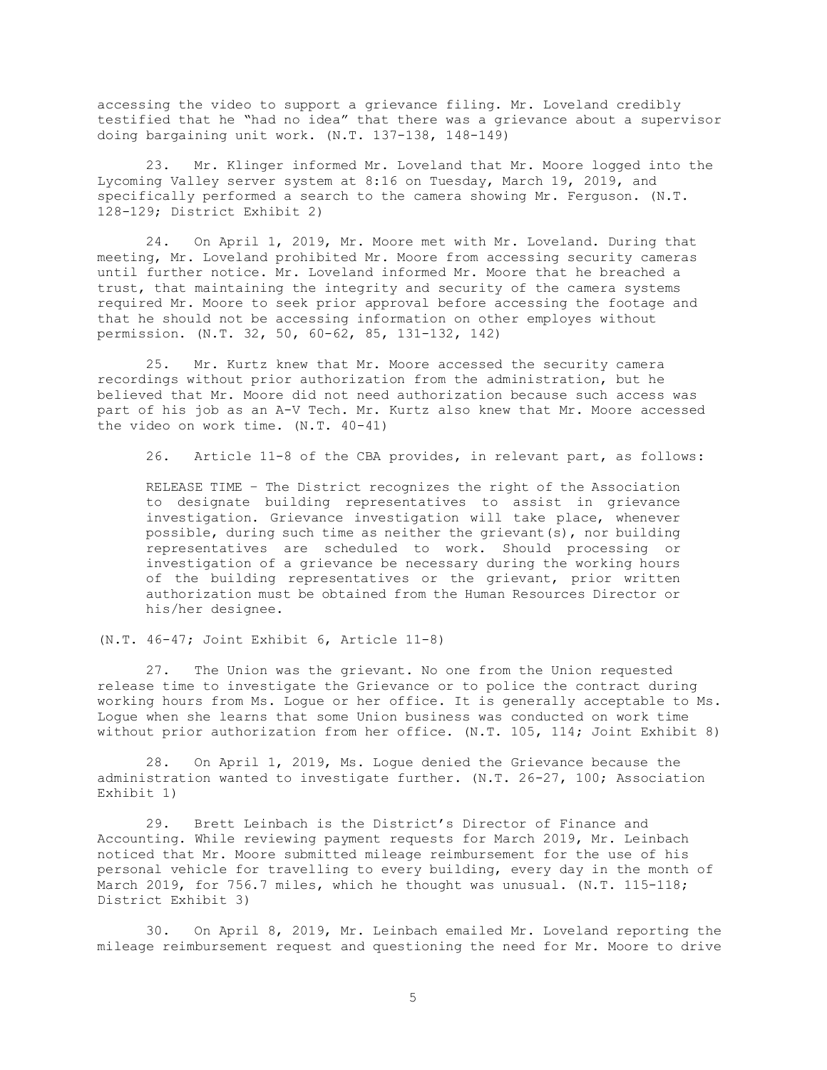accessing the video to support a grievance filing. Mr. Loveland credibly testified that he "had no idea" that there was a grievance about a supervisor doing bargaining unit work. (N.T. 137-138, 148-149)

23. Mr. Klinger informed Mr. Loveland that Mr. Moore logged into the Lycoming Valley server system at 8:16 on Tuesday, March 19, 2019, and specifically performed a search to the camera showing Mr. Ferguson. (N.T. 128-129; District Exhibit 2)

24. On April 1, 2019, Mr. Moore met with Mr. Loveland. During that meeting, Mr. Loveland prohibited Mr. Moore from accessing security cameras until further notice. Mr. Loveland informed Mr. Moore that he breached a trust, that maintaining the integrity and security of the camera systems required Mr. Moore to seek prior approval before accessing the footage and that he should not be accessing information on other employes without permission. (N.T. 32, 50, 60-62, 85, 131-132, 142)

25. Mr. Kurtz knew that Mr. Moore accessed the security camera recordings without prior authorization from the administration, but he believed that Mr. Moore did not need authorization because such access was part of his job as an A-V Tech. Mr. Kurtz also knew that Mr. Moore accessed the video on work time. (N.T. 40-41)

26. Article 11-8 of the CBA provides, in relevant part, as follows:

> RELEASE TIME – The District recognizes the right of the Association to designate building representatives to assist in grievance investigation. Grievance investigation will take place, whenever possible, during such time as neither the grievant(s), nor building representatives are scheduled to work. Should processing or investigation of a grievance be necessary during the working hours of the building representatives or the grievant, prior written authorization must be obtained from the Human Resources Director or his/her designee.

(N.T. 46-47; Joint Exhibit 6, Article 11-8)

27. The Union was the grievant. No one from the Union requested release time to investigate the Grievance or to police the contract during working hours from Ms. Logue or her office. It is generally acceptable to Ms. Logue when she learns that some Union business was conducted on work time without prior authorization from her office. (N.T. 105, 114; Joint Exhibit 8)

28. On April 1, 2019, Ms. Logue denied the Grievance because the administration wanted to investigate further. (N.T. 26-27, 100; Association Exhibit 1)

29. Brett Leinbach is the District's Director of Finance and Accounting. While reviewing payment requests for March 2019, Mr. Leinbach noticed that Mr. Moore submitted mileage reimbursement for the use of his personal vehicle for travelling to every building, every day in the month of March 2019, for 756.7 miles, which he thought was unusual. (N.T. 115-118; District Exhibit 3)

30. On April 8, 2019, Mr. Leinbach emailed Mr. Loveland reporting the mileage reimbursement request and questioning the need for Mr. Moore to drive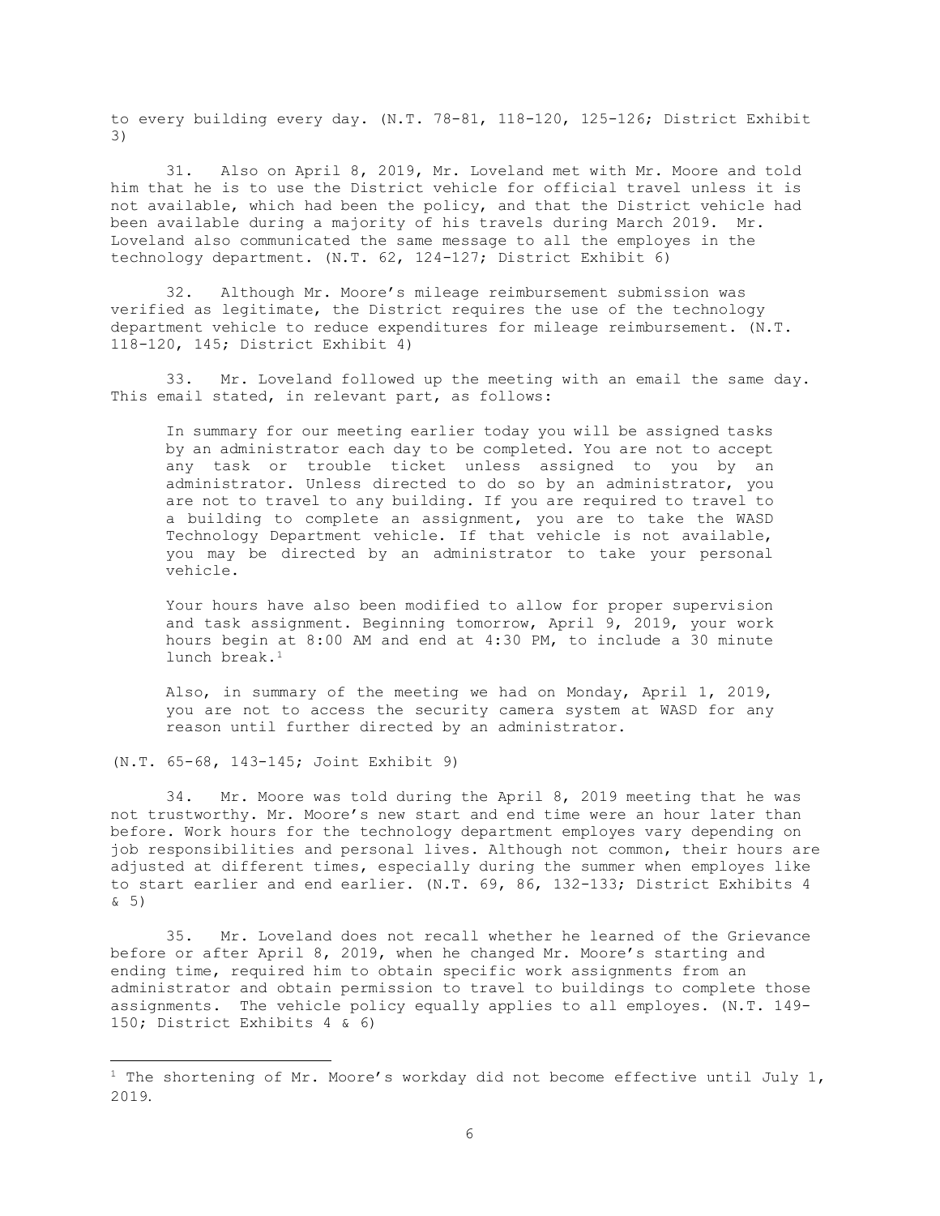to every building every day. (N.T. 78-81, 118-120, 125-126; District Exhibit 3)

31. Also on April 8, 2019, Mr. Loveland met with Mr. Moore and told him that he is to use the District vehicle for official travel unless it is not available, which had been the policy, and that the District vehicle had been available during a majority of his travels during March 2019. Mr. Loveland also communicated the same message to all the employes in the technology department. (N.T. 62, 124-127; District Exhibit 6)

32. Although Mr. Moore's mileage reimbursement submission was verified as legitimate, the District requires the use of the technology department vehicle to reduce expenditures for mileage reimbursement. (N.T. 118-120, 145; District Exhibit 4)

33. Mr. Loveland followed up the meeting with an email the same day. This email stated, in relevant part, as follows:

> In summary for our meeting earlier today you will be assigned tasks by an administrator each day to be completed. You are not to accept any task or trouble ticket unless assigned to you by an administrator. Unless directed to do so by an administrator, you are not to travel to any building. If you are required to travel to a building to complete an assignment, you are to take the WASD Technology Department vehicle. If that vehicle is not available, you may be directed by an administrator to take your personal vehicle.
>
> Your hours have also been modified to allow for proper supervision and task assignment. Beginning tomorrow, April 9, 2019, your work hours begin at 8:00 AM and end at 4:30 PM, to include a 30 minute lunch break.[1]
>
> Also, in summary of the meeting we had on Monday, April 1, 2019, you are not to access the security camera system at WASD for any reason until further directed by an administrator.

(N.T. 65-68, 143-145; Joint Exhibit 9)

34. Mr. Moore was told during the April 8, 2019 meeting that he was not trustworthy. Mr. Moore's new start and end time were an hour later than before. Work hours for the technology department employes vary depending on job responsibilities and personal lives. Although not common, their hours are adjusted at different times, especially during the summer when employes like to start earlier and end earlier. (N.T. 69, 86, 132-133; District Exhibits 4 & 5)

35. Mr. Loveland does not recall whether he learned of the Grievance before or after April 8, 2019, when he changed Mr. Moore's starting and ending time, required him to obtain specific work assignments from an administrator and obtain permission to travel to buildings to complete those assignments. The vehicle policy equally applies to all employes. (N.T. 149-150; District Exhibits 4 & 6)

---

[1] The shortening of Mr. Moore's workday did not become effective until July 1, 2019.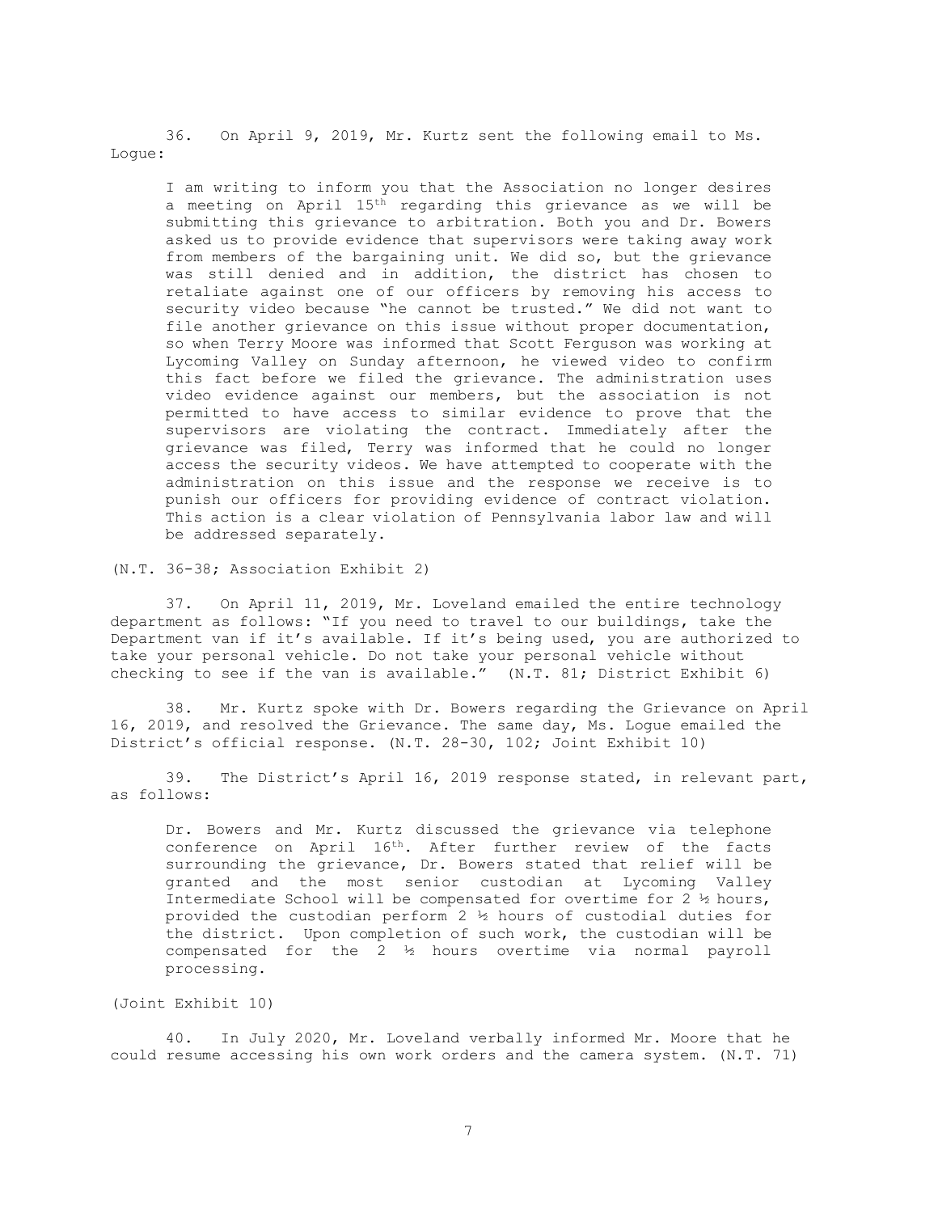36. On April 9, 2019, Mr. Kurtz sent the following email to Ms. Logue:

> I am writing to inform you that the Association no longer desires a meeting on April 15th regarding this grievance as we will be submitting this grievance to arbitration. Both you and Dr. Bowers asked us to provide evidence that supervisors were taking away work from members of the bargaining unit. We did so, but the grievance was still denied and in addition, the district has chosen to retaliate against one of our officers by removing his access to security video because "he cannot be trusted." We did not want to file another grievance on this issue without proper documentation, so when Terry Moore was informed that Scott Ferguson was working at Lycoming Valley on Sunday afternoon, he viewed video to confirm this fact before we filed the grievance. The administration uses video evidence against our members, but the association is not permitted to have access to similar evidence to prove that the supervisors are violating the contract. Immediately after the grievance was filed, Terry was informed that he could no longer access the security videos. We have attempted to cooperate with the administration on this issue and the response we receive is to punish our officers for providing evidence of contract violation. This action is a clear violation of Pennsylvania labor law and will be addressed separately.

(N.T. 36-38; Association Exhibit 2)

37. On April 11, 2019, Mr. Loveland emailed the entire technology department as follows: "If you need to travel to our buildings, take the Department van if it's available. If it's being used, you are authorized to take your personal vehicle. Do not take your personal vehicle without checking to see if the van is available." (N.T. 81; District Exhibit 6)

38. Mr. Kurtz spoke with Dr. Bowers regarding the Grievance on April 16, 2019, and resolved the Grievance. The same day, Ms. Logue emailed the District's official response. (N.T. 28-30, 102; Joint Exhibit 10)

39. The District's April 16, 2019 response stated, in relevant part, as follows:

> Dr. Bowers and Mr. Kurtz discussed the grievance via telephone conference on April 16th. After further review of the facts surrounding the grievance, Dr. Bowers stated that relief will be granted and the most senior custodian at Lycoming Valley Intermediate School will be compensated for overtime for 2 ½ hours, provided the custodian perform 2 ½ hours of custodial duties for the district. Upon completion of such work, the custodian will be compensated for the 2 ½ hours overtime via normal payroll processing.

(Joint Exhibit 10)

40. In July 2020, Mr. Loveland verbally informed Mr. Moore that he could resume accessing his own work orders and the camera system. (N.T. 71)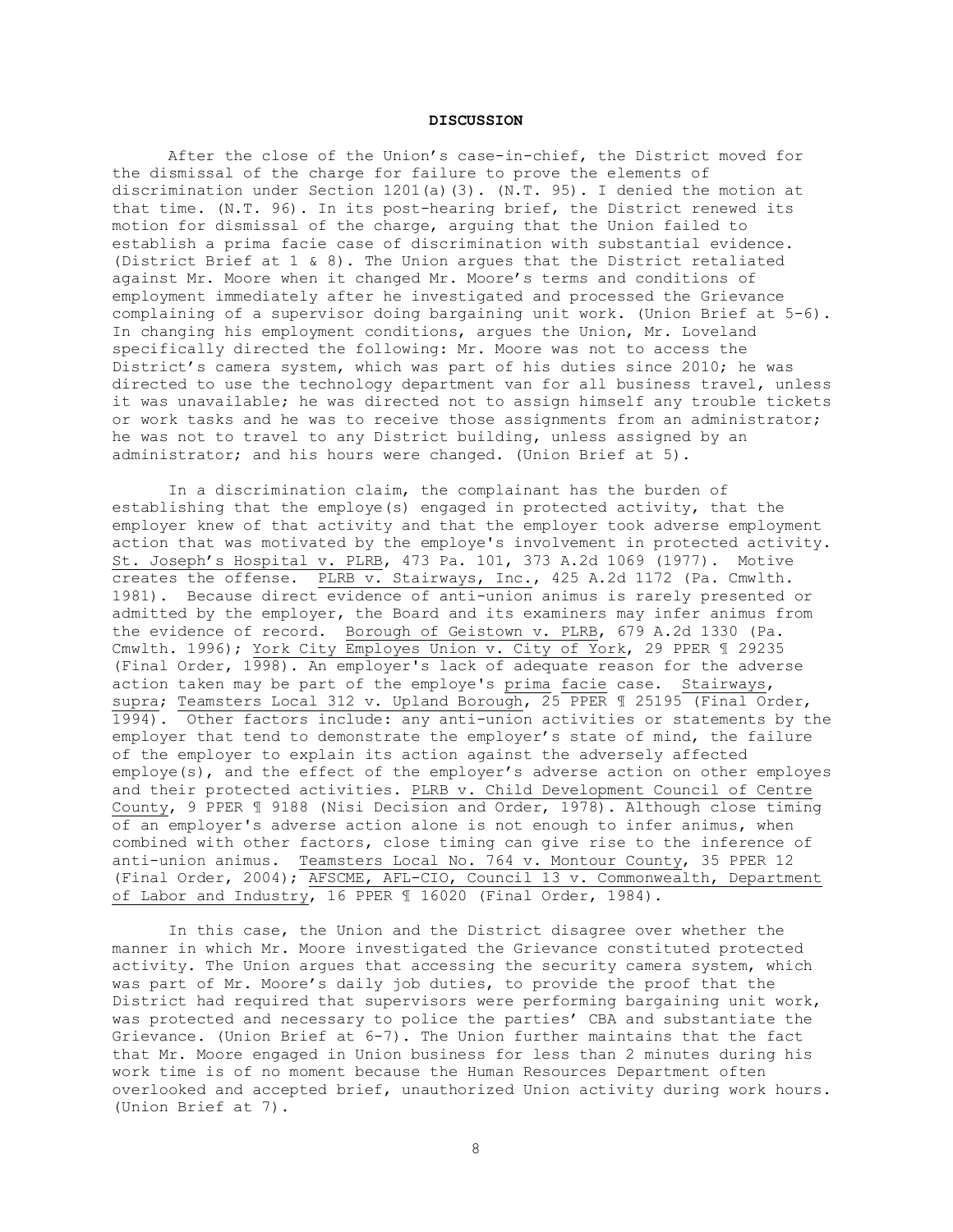**DISCUSSION**

After the close of the Union's case-in-chief, the District moved for the dismissal of the charge for failure to prove the elements of discrimination under Section 1201(a)(3). (N.T. 95). I denied the motion at that time. (N.T. 96). In its post-hearing brief, the District renewed its motion for dismissal of the charge, arguing that the Union failed to establish a prima facie case of discrimination with substantial evidence. (District Brief at 1 & 8). The Union argues that the District retaliated against Mr. Moore when it changed Mr. Moore's terms and conditions of employment immediately after he investigated and processed the Grievance complaining of a supervisor doing bargaining unit work. (Union Brief at 5-6). In changing his employment conditions, argues the Union, Mr. Loveland specifically directed the following: Mr. Moore was not to access the District's camera system, which was part of his duties since 2010; he was directed to use the technology department van for all business travel, unless it was unavailable; he was directed not to assign himself any trouble tickets or work tasks and he was to receive those assignments from an administrator; he was not to travel to any District building, unless assigned by an administrator; and his hours were changed. (Union Brief at 5).

In a discrimination claim, the complainant has the burden of establishing that the employe(s) engaged in protected activity, that the employer knew of that activity and that the employer took adverse employment action that was motivated by the employe's involvement in protected activity. St. Joseph's Hospital v. PLRB, 473 Pa. 101, 373 A.2d 1069 (1977). Motive creates the offense. PLRB v. Stairways, Inc., 425 A.2d 1172 (Pa. Cmwlth. 1981). Because direct evidence of anti-union animus is rarely presented or admitted by the employer, the Board and its examiners may infer animus from the evidence of record. Borough of Geistown v. PLRB, 679 A.2d 1330 (Pa. Cmwlth. 1996); York City Employes Union v. City of York, 29 PPER ¶ 29235 (Final Order, 1998). An employer's lack of adequate reason for the adverse action taken may be part of the employe's prima facie case. Stairways, supra; Teamsters Local 312 v. Upland Borough, 25 PPER ¶ 25195 (Final Order, 1994). Other factors include: any anti-union activities or statements by the employer that tend to demonstrate the employer's state of mind, the failure of the employer to explain its action against the adversely affected employe(s), and the effect of the employer's adverse action on other employes and their protected activities. PLRB v. Child Development Council of Centre County, 9 PPER ¶ 9188 (Nisi Decision and Order, 1978). Although close timing of an employer's adverse action alone is not enough to infer animus, when combined with other factors, close timing can give rise to the inference of anti-union animus. Teamsters Local No. 764 v. Montour County, 35 PPER 12 (Final Order, 2004); AFSCME, AFL-CIO, Council 13 v. Commonwealth, Department of Labor and Industry, 16 PPER ¶ 16020 (Final Order, 1984).

In this case, the Union and the District disagree over whether the manner in which Mr. Moore investigated the Grievance constituted protected activity. The Union argues that accessing the security camera system, which was part of Mr. Moore's daily job duties, to provide the proof that the District had required that supervisors were performing bargaining unit work, was protected and necessary to police the parties' CBA and substantiate the Grievance. (Union Brief at 6-7). The Union further maintains that the fact that Mr. Moore engaged in Union business for less than 2 minutes during his work time is of no moment because the Human Resources Department often overlooked and accepted brief, unauthorized Union activity during work hours. (Union Brief at 7).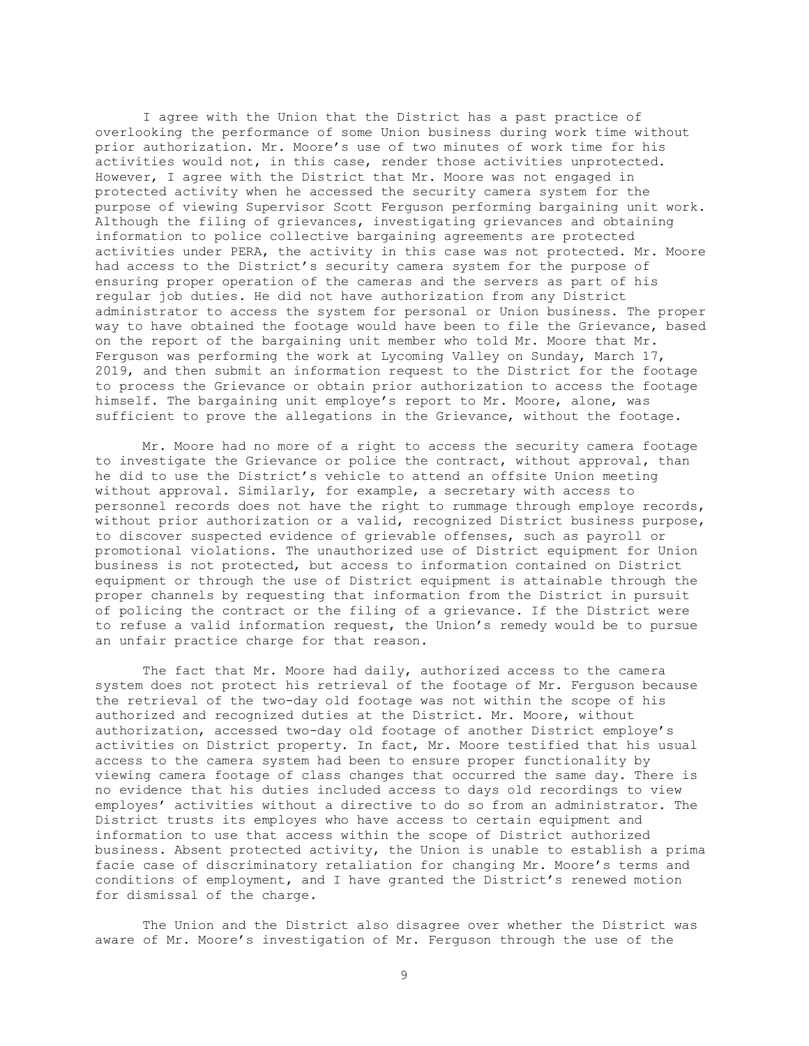I agree with the Union that the District has a past practice of overlooking the performance of some Union business during work time without prior authorization. Mr. Moore's use of two minutes of work time for his activities would not, in this case, render those activities unprotected. However, I agree with the District that Mr. Moore was not engaged in protected activity when he accessed the security camera system for the purpose of viewing Supervisor Scott Ferguson performing bargaining unit work. Although the filing of grievances, investigating grievances and obtaining information to police collective bargaining agreements are protected activities under PERA, the activity in this case was not protected. Mr. Moore had access to the District's security camera system for the purpose of ensuring proper operation of the cameras and the servers as part of his regular job duties. He did not have authorization from any District administrator to access the system for personal or Union business. The proper way to have obtained the footage would have been to file the Grievance, based on the report of the bargaining unit member who told Mr. Moore that Mr. Ferguson was performing the work at Lycoming Valley on Sunday, March 17, 2019, and then submit an information request to the District for the footage to process the Grievance or obtain prior authorization to access the footage himself. The bargaining unit employe's report to Mr. Moore, alone, was sufficient to prove the allegations in the Grievance, without the footage.

Mr. Moore had no more of a right to access the security camera footage to investigate the Grievance or police the contract, without approval, than he did to use the District's vehicle to attend an offsite Union meeting without approval. Similarly, for example, a secretary with access to personnel records does not have the right to rummage through employe records, without prior authorization or a valid, recognized District business purpose, to discover suspected evidence of grievable offenses, such as payroll or promotional violations. The unauthorized use of District equipment for Union business is not protected, but access to information contained on District equipment or through the use of District equipment is attainable through the proper channels by requesting that information from the District in pursuit of policing the contract or the filing of a grievance. If the District were to refuse a valid information request, the Union's remedy would be to pursue an unfair practice charge for that reason.

The fact that Mr. Moore had daily, authorized access to the camera system does not protect his retrieval of the footage of Mr. Ferguson because the retrieval of the two-day old footage was not within the scope of his authorized and recognized duties at the District. Mr. Moore, without authorization, accessed two-day old footage of another District employe's activities on District property. In fact, Mr. Moore testified that his usual access to the camera system had been to ensure proper functionality by viewing camera footage of class changes that occurred the same day. There is no evidence that his duties included access to days old recordings to view employes' activities without a directive to do so from an administrator. The District trusts its employes who have access to certain equipment and information to use that access within the scope of District authorized business. Absent protected activity, the Union is unable to establish a prima facie case of discriminatory retaliation for changing Mr. Moore's terms and conditions of employment, and I have granted the District's renewed motion for dismissal of the charge.

The Union and the District also disagree over whether the District was aware of Mr. Moore's investigation of Mr. Ferguson through the use of the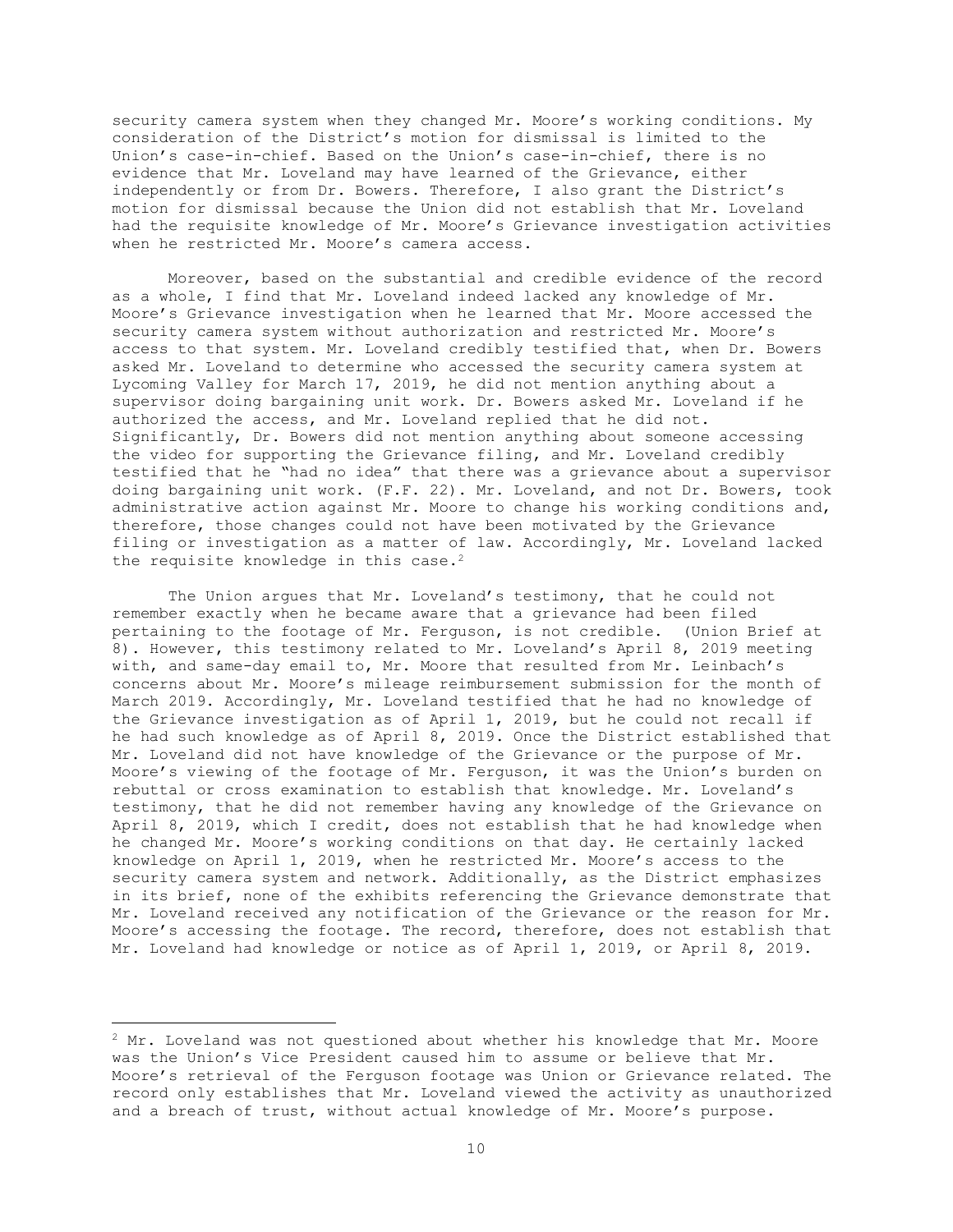security camera system when they changed Mr. Moore's working conditions. My consideration of the District's motion for dismissal is limited to the Union's case-in-chief. Based on the Union's case-in-chief, there is no evidence that Mr. Loveland may have learned of the Grievance, either independently or from Dr. Bowers. Therefore, I also grant the District's motion for dismissal because the Union did not establish that Mr. Loveland had the requisite knowledge of Mr. Moore's Grievance investigation activities when he restricted Mr. Moore's camera access.

Moreover, based on the substantial and credible evidence of the record as a whole, I find that Mr. Loveland indeed lacked any knowledge of Mr. Moore's Grievance investigation when he learned that Mr. Moore accessed the security camera system without authorization and restricted Mr. Moore's access to that system. Mr. Loveland credibly testified that, when Dr. Bowers asked Mr. Loveland to determine who accessed the security camera system at Lycoming Valley for March 17, 2019, he did not mention anything about a supervisor doing bargaining unit work. Dr. Bowers asked Mr. Loveland if he authorized the access, and Mr. Loveland replied that he did not. Significantly, Dr. Bowers did not mention anything about someone accessing the video for supporting the Grievance filing, and Mr. Loveland credibly testified that he "had no idea" that there was a grievance about a supervisor doing bargaining unit work. (F.F. 22). Mr. Loveland, and not Dr. Bowers, took administrative action against Mr. Moore to change his working conditions and, therefore, those changes could not have been motivated by the Grievance filing or investigation as a matter of law. Accordingly, Mr. Loveland lacked the requisite knowledge in this case.[2]

The Union argues that Mr. Loveland's testimony, that he could not remember exactly when he became aware that a grievance had been filed pertaining to the footage of Mr. Ferguson, is not credible. (Union Brief at 8). However, this testimony related to Mr. Loveland's April 8, 2019 meeting with, and same-day email to, Mr. Moore that resulted from Mr. Leinbach's concerns about Mr. Moore's mileage reimbursement submission for the month of March 2019. Accordingly, Mr. Loveland testified that he had no knowledge of the Grievance investigation as of April 1, 2019, but he could not recall if he had such knowledge as of April 8, 2019. Once the District established that Mr. Loveland did not have knowledge of the Grievance or the purpose of Mr. Moore's viewing of the footage of Mr. Ferguson, it was the Union's burden on rebuttal or cross examination to establish that knowledge. Mr. Loveland's testimony, that he did not remember having any knowledge of the Grievance on April 8, 2019, which I credit, does not establish that he had knowledge when he changed Mr. Moore's working conditions on that day. He certainly lacked knowledge on April 1, 2019, when he restricted Mr. Moore's access to the security camera system and network. Additionally, as the District emphasizes in its brief, none of the exhibits referencing the Grievance demonstrate that Mr. Loveland received any notification of the Grievance or the reason for Mr. Moore's accessing the footage. The record, therefore, does not establish that Mr. Loveland had knowledge or notice as of April 1, 2019, or April 8, 2019.

---

[2] Mr. Loveland was not questioned about whether his knowledge that Mr. Moore was the Union's Vice President caused him to assume or believe that Mr. Moore's retrieval of the Ferguson footage was Union or Grievance related. The record only establishes that Mr. Loveland viewed the activity as unauthorized and a breach of trust, without actual knowledge of Mr. Moore's purpose.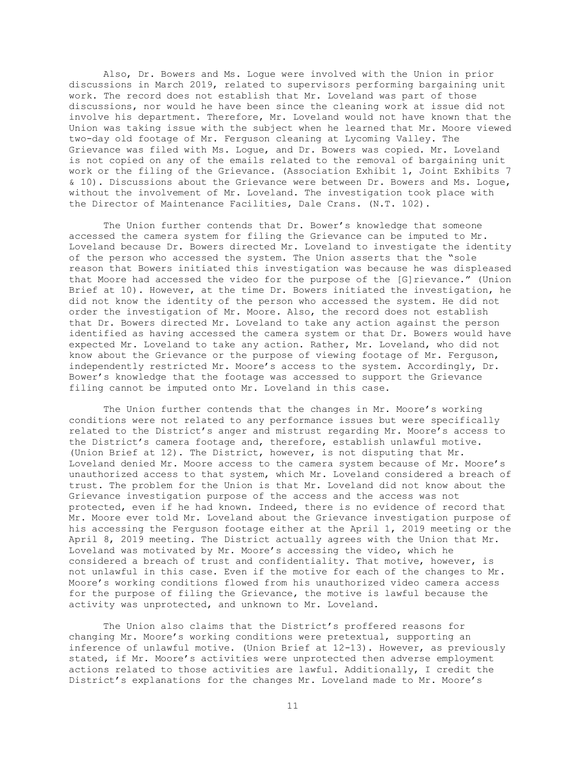Also, Dr. Bowers and Ms. Logue were involved with the Union in prior discussions in March 2019, related to supervisors performing bargaining unit work. The record does not establish that Mr. Loveland was part of those discussions, nor would he have been since the cleaning work at issue did not involve his department. Therefore, Mr. Loveland would not have known that the Union was taking issue with the subject when he learned that Mr. Moore viewed two-day old footage of Mr. Ferguson cleaning at Lycoming Valley. The Grievance was filed with Ms. Logue, and Dr. Bowers was copied. Mr. Loveland is not copied on any of the emails related to the removal of bargaining unit work or the filing of the Grievance. (Association Exhibit 1, Joint Exhibits 7 & 10). Discussions about the Grievance were between Dr. Bowers and Ms. Logue, without the involvement of Mr. Loveland. The investigation took place with the Director of Maintenance Facilities, Dale Crans. (N.T. 102).

The Union further contends that Dr. Bower's knowledge that someone accessed the camera system for filing the Grievance can be imputed to Mr. Loveland because Dr. Bowers directed Mr. Loveland to investigate the identity of the person who accessed the system. The Union asserts that the "sole reason that Bowers initiated this investigation was because he was displeased that Moore had accessed the video for the purpose of the [G]rievance." (Union Brief at 10). However, at the time Dr. Bowers initiated the investigation, he did not know the identity of the person who accessed the system. He did not order the investigation of Mr. Moore. Also, the record does not establish that Dr. Bowers directed Mr. Loveland to take any action against the person identified as having accessed the camera system or that Dr. Bowers would have expected Mr. Loveland to take any action. Rather, Mr. Loveland, who did not know about the Grievance or the purpose of viewing footage of Mr. Ferguson, independently restricted Mr. Moore's access to the system. Accordingly, Dr. Bower's knowledge that the footage was accessed to support the Grievance filing cannot be imputed onto Mr. Loveland in this case.

The Union further contends that the changes in Mr. Moore's working conditions were not related to any performance issues but were specifically related to the District's anger and mistrust regarding Mr. Moore's access to the District's camera footage and, therefore, establish unlawful motive. (Union Brief at 12). The District, however, is not disputing that Mr. Loveland denied Mr. Moore access to the camera system because of Mr. Moore's unauthorized access to that system, which Mr. Loveland considered a breach of trust. The problem for the Union is that Mr. Loveland did not know about the Grievance investigation purpose of the access and the access was not protected, even if he had known. Indeed, there is no evidence of record that Mr. Moore ever told Mr. Loveland about the Grievance investigation purpose of his accessing the Ferguson footage either at the April 1, 2019 meeting or the April 8, 2019 meeting. The District actually agrees with the Union that Mr. Loveland was motivated by Mr. Moore's accessing the video, which he considered a breach of trust and confidentiality. That motive, however, is not unlawful in this case. Even if the motive for each of the changes to Mr. Moore's working conditions flowed from his unauthorized video camera access for the purpose of filing the Grievance, the motive is lawful because the activity was unprotected, and unknown to Mr. Loveland.

The Union also claims that the District's proffered reasons for changing Mr. Moore's working conditions were pretextual, supporting an inference of unlawful motive. (Union Brief at 12-13). However, as previously stated, if Mr. Moore's activities were unprotected then adverse employment actions related to those activities are lawful. Additionally, I credit the District's explanations for the changes Mr. Loveland made to Mr. Moore's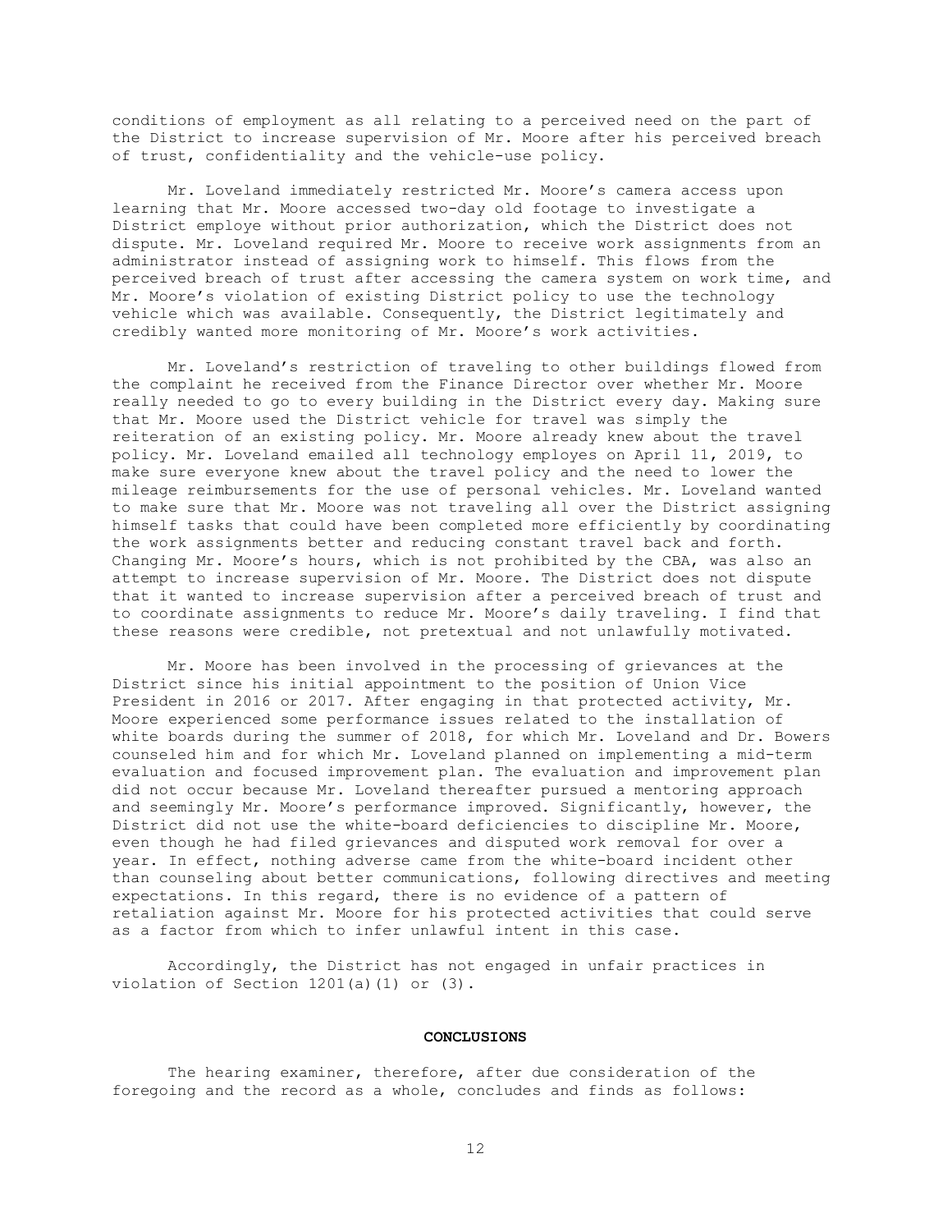conditions of employment as all relating to a perceived need on the part of the District to increase supervision of Mr. Moore after his perceived breach of trust, confidentiality and the vehicle-use policy.

Mr. Loveland immediately restricted Mr. Moore's camera access upon learning that Mr. Moore accessed two-day old footage to investigate a District employe without prior authorization, which the District does not dispute. Mr. Loveland required Mr. Moore to receive work assignments from an administrator instead of assigning work to himself. This flows from the perceived breach of trust after accessing the camera system on work time, and Mr. Moore's violation of existing District policy to use the technology vehicle which was available. Consequently, the District legitimately and credibly wanted more monitoring of Mr. Moore's work activities.

Mr. Loveland's restriction of traveling to other buildings flowed from the complaint he received from the Finance Director over whether Mr. Moore really needed to go to every building in the District every day. Making sure that Mr. Moore used the District vehicle for travel was simply the reiteration of an existing policy. Mr. Moore already knew about the travel policy. Mr. Loveland emailed all technology employes on April 11, 2019, to make sure everyone knew about the travel policy and the need to lower the mileage reimbursements for the use of personal vehicles. Mr. Loveland wanted to make sure that Mr. Moore was not traveling all over the District assigning himself tasks that could have been completed more efficiently by coordinating the work assignments better and reducing constant travel back and forth. Changing Mr. Moore's hours, which is not prohibited by the CBA, was also an attempt to increase supervision of Mr. Moore. The District does not dispute that it wanted to increase supervision after a perceived breach of trust and to coordinate assignments to reduce Mr. Moore's daily traveling. I find that these reasons were credible, not pretextual and not unlawfully motivated.

Mr. Moore has been involved in the processing of grievances at the District since his initial appointment to the position of Union Vice President in 2016 or 2017. After engaging in that protected activity, Mr. Moore experienced some performance issues related to the installation of white boards during the summer of 2018, for which Mr. Loveland and Dr. Bowers counseled him and for which Mr. Loveland planned on implementing a mid-term evaluation and focused improvement plan. The evaluation and improvement plan did not occur because Mr. Loveland thereafter pursued a mentoring approach and seemingly Mr. Moore's performance improved. Significantly, however, the District did not use the white-board deficiencies to discipline Mr. Moore, even though he had filed grievances and disputed work removal for over a year. In effect, nothing adverse came from the white-board incident other than counseling about better communications, following directives and meeting expectations. In this regard, there is no evidence of a pattern of retaliation against Mr. Moore for his protected activities that could serve as a factor from which to infer unlawful intent in this case.

Accordingly, the District has not engaged in unfair practices in violation of Section 1201(a)(1) or (3).

## CONCLUSIONS

The hearing examiner, therefore, after due consideration of the foregoing and the record as a whole, concludes and finds as follows: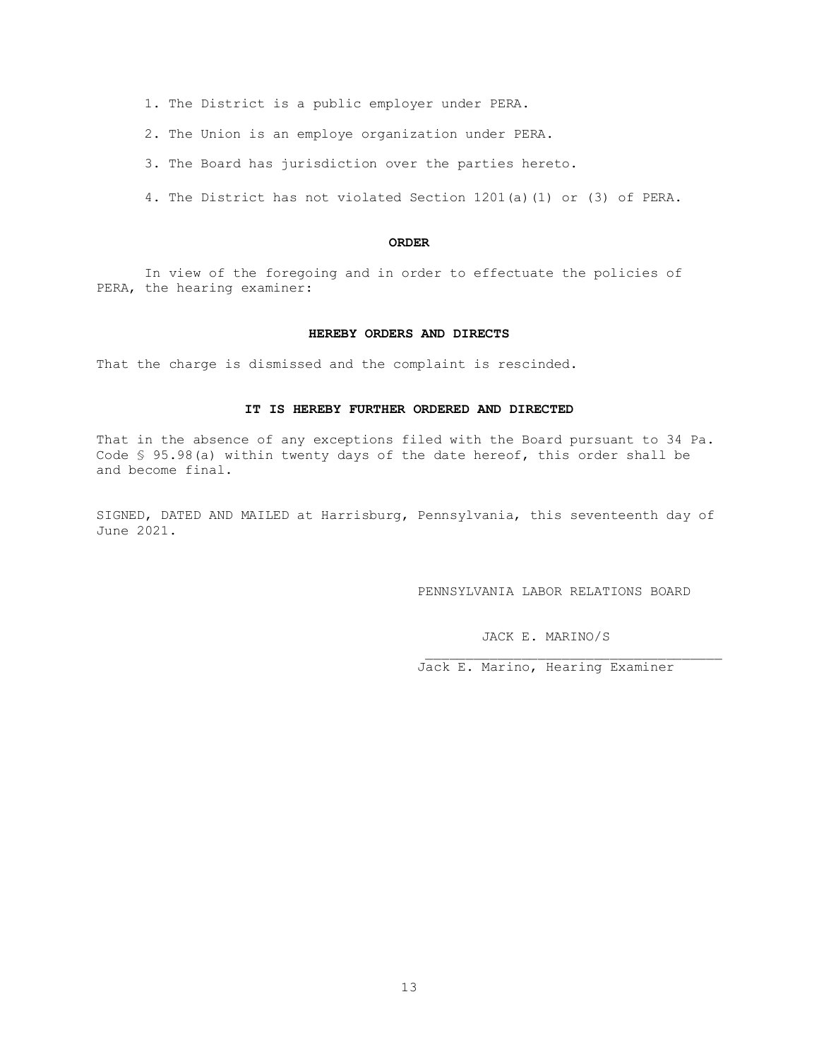1. The District is a public employer under PERA.

2. The Union is an employe organization under PERA.

3. The Board has jurisdiction over the parties hereto.

4. The District has not violated Section 1201(a)(1) or (3) of PERA.

**ORDER**

In view of the foregoing and in order to effectuate the policies of PERA, the hearing examiner:

**HEREBY ORDERS AND DIRECTS**

That the charge is dismissed and the complaint is rescinded.

**IT IS HEREBY FURTHER ORDERED AND DIRECTED**

That in the absence of any exceptions filed with the Board pursuant to 34 Pa. Code § 95.98(a) within twenty days of the date hereof, this order shall be and become final.

SIGNED, DATED AND MAILED at Harrisburg, Pennsylvania, this seventeenth day of June 2021.

PENNSYLVANIA LABOR RELATIONS BOARD

JACK E. MARINO/S

Jack E. Marino, Hearing Examiner